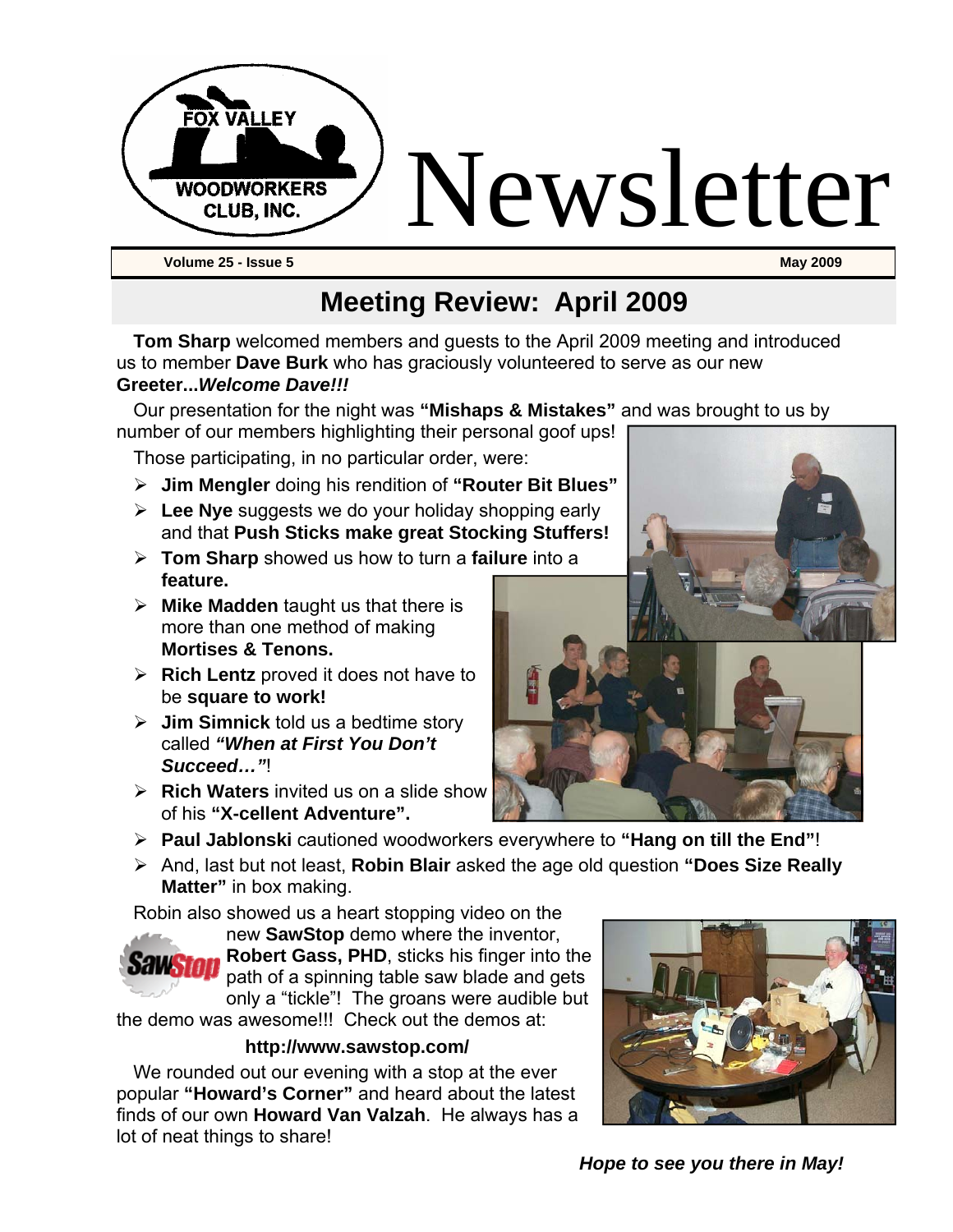# Fox Valley Woodworkers Club, Inc. Newsletter

**Volume 25 - Issue 5** **May 2009**

## Meeting Review: April 2009

**Tom Sharp** welcomed members and guests to the April 2009 meeting and introduced us to member **Dave Burk** who has graciously volunteered to serve as our new **Greeter...*Welcome Dave!!!***

Our presentation for the night was **"Mishaps & Mistakes"** and was brought to us by number of our members highlighting their personal goof ups!

Those participating, in no particular order, were:

- **Jim Mengler** doing his rendition of **"Router Bit Blues"**
- **Lee Nye** suggests we do your holiday shopping early and that **Push Sticks make great Stocking Stuffers!**
- **Tom Sharp** showed us how to turn a **failure** into a **feature.**
- **Mike Madden** taught us that there is more than one method of making **Mortises & Tenons.**
- **Rich Lentz** proved it does not have to be **square to work!**
- **Jim Simnick** told us a bedtime story called ***"When at First You Don't Succeed…"***!
- **Rich Waters** invited us on a slide show of his **"X-cellent Adventure".**
- **Paul Jablonski** cautioned woodworkers everywhere to **"Hang on till the End"**!
- And, last but not least, **Robin Blair** asked the age old question **"Does Size Really Matter"** in box making.

Robin also showed us a heart stopping video on the new **SawStop** demo where the inventor, **Robert Gass, PHD**, sticks his finger into the path of a spinning table saw blade and gets only a "tickle"! The groans were audible but the demo was awesome!!! Check out the demos at:

**http://www.sawstop.com/**

We rounded out our evening with a stop at the ever popular **"Howard's Corner"** and heard about the latest finds of our own **Howard Van Valzah**. He always has a lot of neat things to share!

***Hope to see you there in May!***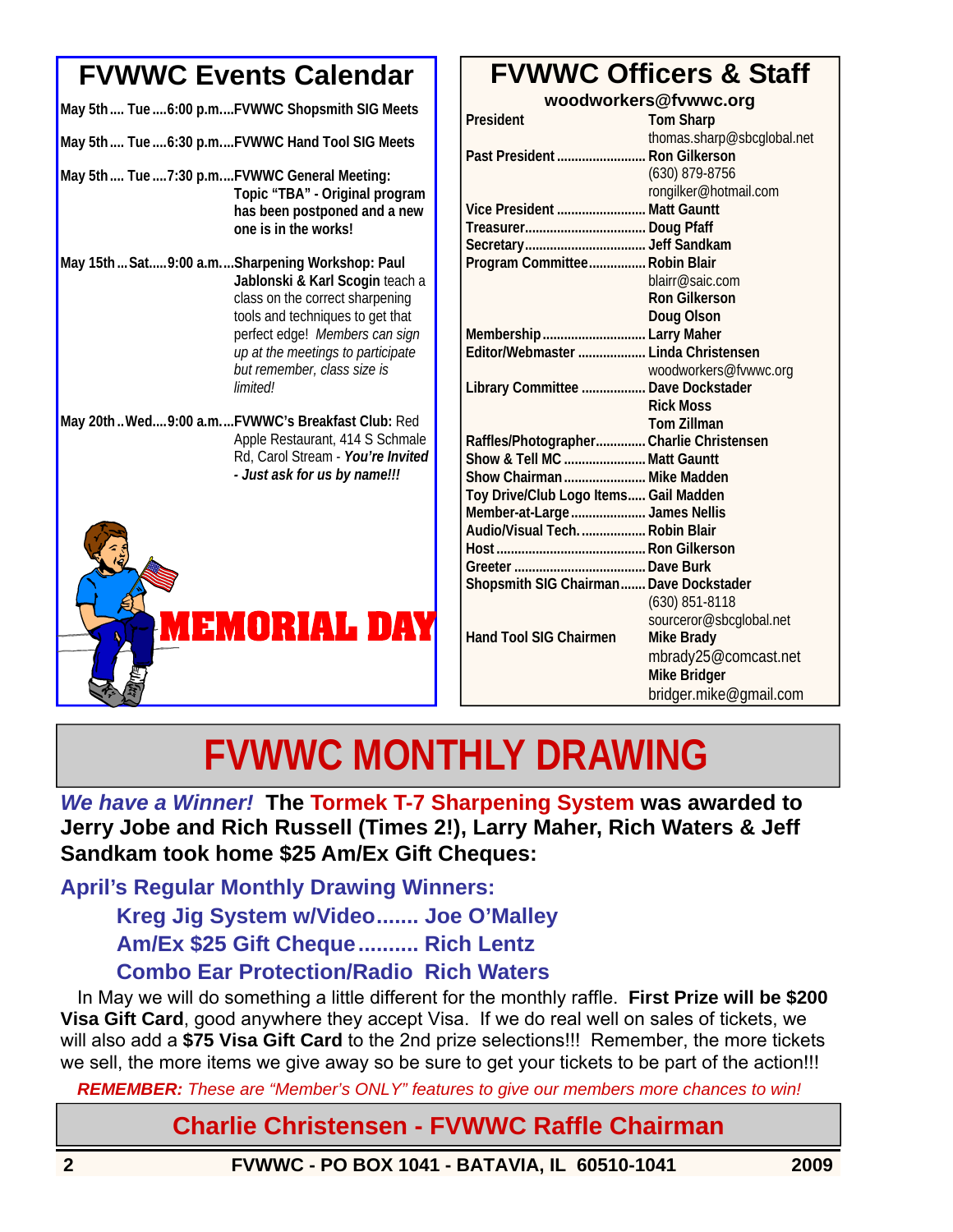## FVWWC Events Calendar

**May 5th.... Tue....6:00 p.m....FVWWC Shopsmith SIG Meets**

**May 5th.... Tue....6:30 p.m....FVWWC Hand Tool SIG Meets**

**May 5th.... Tue....7:30 p.m....FVWWC General Meeting: Topic "TBA" - Original program has been postponed and a new one is in the works!**

**May 15th...Sat.....9:00 a.m....Sharpening Workshop: Paul Jablonski & Karl Scogin** teach a class on the correct sharpening tools and techniques to get that perfect edge! *Members can sign up at the meetings to participate but remember, class size is limited!*

**May 20th..Wed....9:00 a.m....FVWWC's Breakfast Club:** Red Apple Restaurant, 414 S Schmale Rd, Carol Stream - ***You're Invited - Just ask for us by name!!!***

MEMORIAL DAY

## FVWWC Officers & Staff

**woodworkers@fvwwc.org**

| Position | Name |
|---|---|
| **President** | **Tom Sharp**<br>thomas.sharp@sbcglobal.net |
| **Past President** | **Ron Gilkerson**<br>(630) 879-8756<br>rongilker@hotmail.com |
| **Vice President** | **Matt Gauntt** |
| **Treasurer** | **Doug Pfaff** |
| **Secretary** | **Jeff Sandkam** |
| **Program Committee** | **Robin Blair**<br>blairr@saic.com<br>**Ron Gilkerson**<br>**Doug Olson** |
| **Membership** | **Larry Maher** |
| **Editor/Webmaster** | **Linda Christensen**<br>woodworkers@fvwwc.org |
| **Library Committee** | **Dave Dockstader**<br>**Rick Moss**<br>**Tom Zillman** |
| **Raffles/Photographer** | **Charlie Christensen** |
| **Show & Tell MC** | **Matt Gauntt** |
| **Show Chairman** | **Mike Madden** |
| **Toy Drive/Club Logo Items** | **Gail Madden** |
| **Member-at-Large** | **James Nellis** |
| **Audio/Visual Tech.** | **Robin Blair** |
| **Host** | **Ron Gilkerson** |
| **Greeter** | **Dave Burk** |
| **Shopsmith SIG Chairman** | **Dave Dockstader**<br>(630) 851-8118<br>sourceror@sbcglobal.net |
| **Hand Tool SIG Chairmen** | **Mike Brady**<br>mbrady25@comcast.net<br>**Mike Bridger**<br>bridger.mike@gmail.com |

# FVWWC MONTHLY DRAWING

***We have a Winner!*** **The Tormek T-7 Sharpening System was awarded to Jerry Jobe and Rich Russell (Times 2!), Larry Maher, Rich Waters & Jeff Sandkam took home $25 Am/Ex Gift Cheques:**

**April's Regular Monthly Drawing Winners:**

- **Kreg Jig System w/Video....... Joe O'Malley**
- **Am/Ex $25 Gift Cheque.......... Rich Lentz**
- **Combo Ear Protection/Radio Rich Waters**

In May we will do something a little different for the monthly raffle. **First Prize will be $200 Visa Gift Card**, good anywhere they accept Visa. If we do real well on sales of tickets, we will also add a **$75 Visa Gift Card** to the 2nd prize selections!!! Remember, the more tickets we sell, the more items we give away so be sure to get your tickets to be part of the action!!!

***REMEMBER:*** *These are "Member's ONLY" features to give our members more chances to win!*

**Charlie Christensen - FVWWC Raffle Chairman**

**FVWWC - PO BOX 1041 - BATAVIA, IL 60510-1041 2009**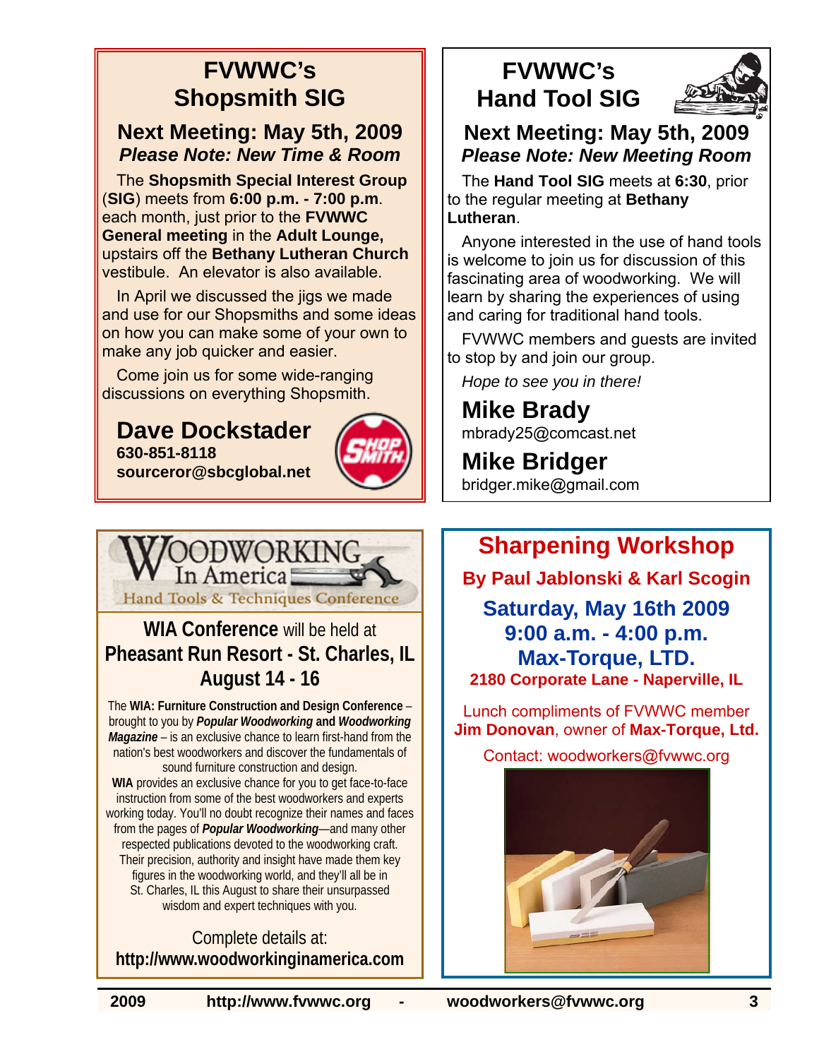# FVWWC's Shopsmith SIG

## Next Meeting: May 5th, 2009

***Please Note: New Time & Room***

The **Shopsmith Special Interest Group** (**SIG**) meets from **6:00 p.m. - 7:00 p.m**. each month, just prior to the **FVWWC General meeting** in the **Adult Lounge,** upstairs off the **Bethany Lutheran Church** vestibule. An elevator is also available.

In April we discussed the jigs we made and use for our Shopsmiths and some ideas on how you can make some of your own to make any job quicker and easier.

Come join us for some wide-ranging discussions on everything Shopsmith.

**Dave Dockstader**
**630-851-8118**
**sourceror@sbcglobal.net**

# FVWWC's Hand Tool SIG

## Next Meeting: May 5th, 2009

***Please Note: New Meeting Room***

The **Hand Tool SIG** meets at **6:30**, prior to the regular meeting at **Bethany Lutheran**.

Anyone interested in the use of hand tools is welcome to join us for discussion of this fascinating area of woodworking. We will learn by sharing the experiences of using and caring for traditional hand tools.

FVWWC members and guests are invited to stop by and join our group.

*Hope to see you in there!*

**Mike Brady**
mbrady25@comcast.net

**Mike Bridger**
bridger.mike@gmail.com

# Woodworking In America

Hand Tools & Techniques Conference

**WIA Conference** will be held at
**Pheasant Run Resort - St. Charles, IL**
**August 14 - 16**

The **WIA: Furniture Construction and Design Conference** – brought to you by ***Popular Woodworking*** and ***Woodworking Magazine*** – is an exclusive chance to learn first-hand from the nation's best woodworkers and discover the fundamentals of sound furniture construction and design.

**WIA** provides an exclusive chance for you to get face-to-face instruction from some of the best woodworkers and experts working today. You'll no doubt recognize their names and faces from the pages of ***Popular Woodworking***—and many other respected publications devoted to the woodworking craft. Their precision, authority and insight have made them key figures in the woodworking world, and they'll all be in St. Charles, IL this August to share their unsurpassed wisdom and expert techniques with you.

Complete details at:
**http://www.woodworkinginamerica.com**

# Sharpening Workshop

**By Paul Jablonski & Karl Scogin**

**Saturday, May 16th 2009**
**9:00 a.m. - 4:00 p.m.**
**Max-Torque, LTD.**
**2180 Corporate Lane - Naperville, IL**

Lunch compliments of FVWWC member **Jim Donovan**, owner of **Max-Torque, Ltd.**

Contact: woodworkers@fvwwc.org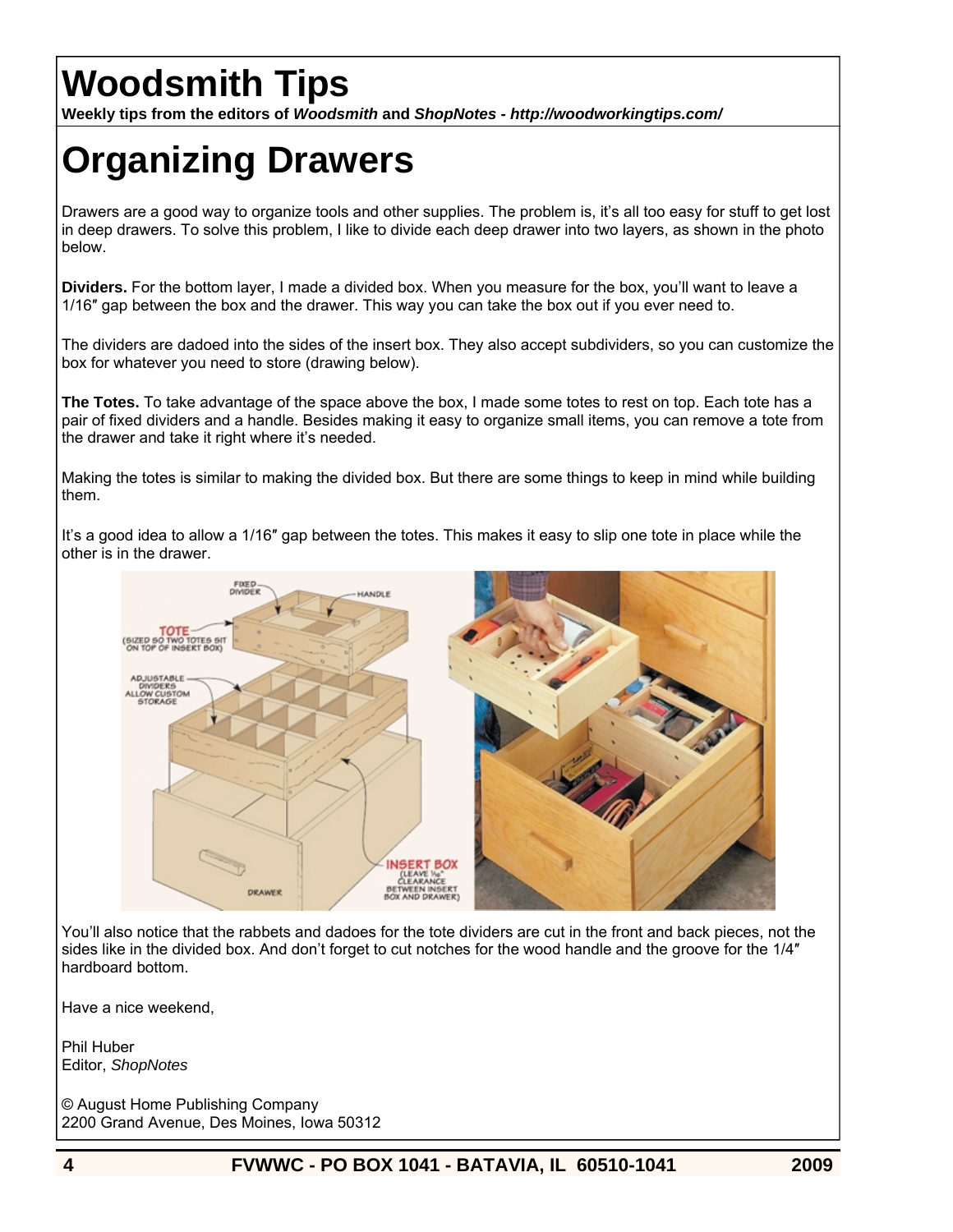# Woodsmith Tips

**Weekly tips from the editors of *Woodsmith* and *ShopNotes* - *http://woodworkingtips.com/***

# Organizing Drawers

Drawers are a good way to organize tools and other supplies. The problem is, it's all too easy for stuff to get lost in deep drawers. To solve this problem, I like to divide each deep drawer into two layers, as shown in the photo below.

**Dividers.** For the bottom layer, I made a divided box. When you measure for the box, you'll want to leave a 1/16″ gap between the box and the drawer. This way you can take the box out if you ever need to.

The dividers are dadoed into the sides of the insert box. They also accept subdividers, so you can customize the box for whatever you need to store (drawing below).

**The Totes.** To take advantage of the space above the box, I made some totes to rest on top. Each tote has a pair of fixed dividers and a handle. Besides making it easy to organize small items, you can remove a tote from the drawer and take it right where it's needed.

Making the totes is similar to making the divided box. But there are some things to keep in mind while building them.

It's a good idea to allow a 1/16″ gap between the totes. This makes it easy to slip one tote in place while the other is in the drawer.

You'll also notice that the rabbets and dadoes for the tote dividers are cut in the front and back pieces, not the sides like in the divided box. And don't forget to cut notches for the wood handle and the groove for the 1/4″ hardboard bottom.

Have a nice weekend,

Phil Huber
Editor, *ShopNotes*

© August Home Publishing Company
2200 Grand Avenue, Des Moines, Iowa 50312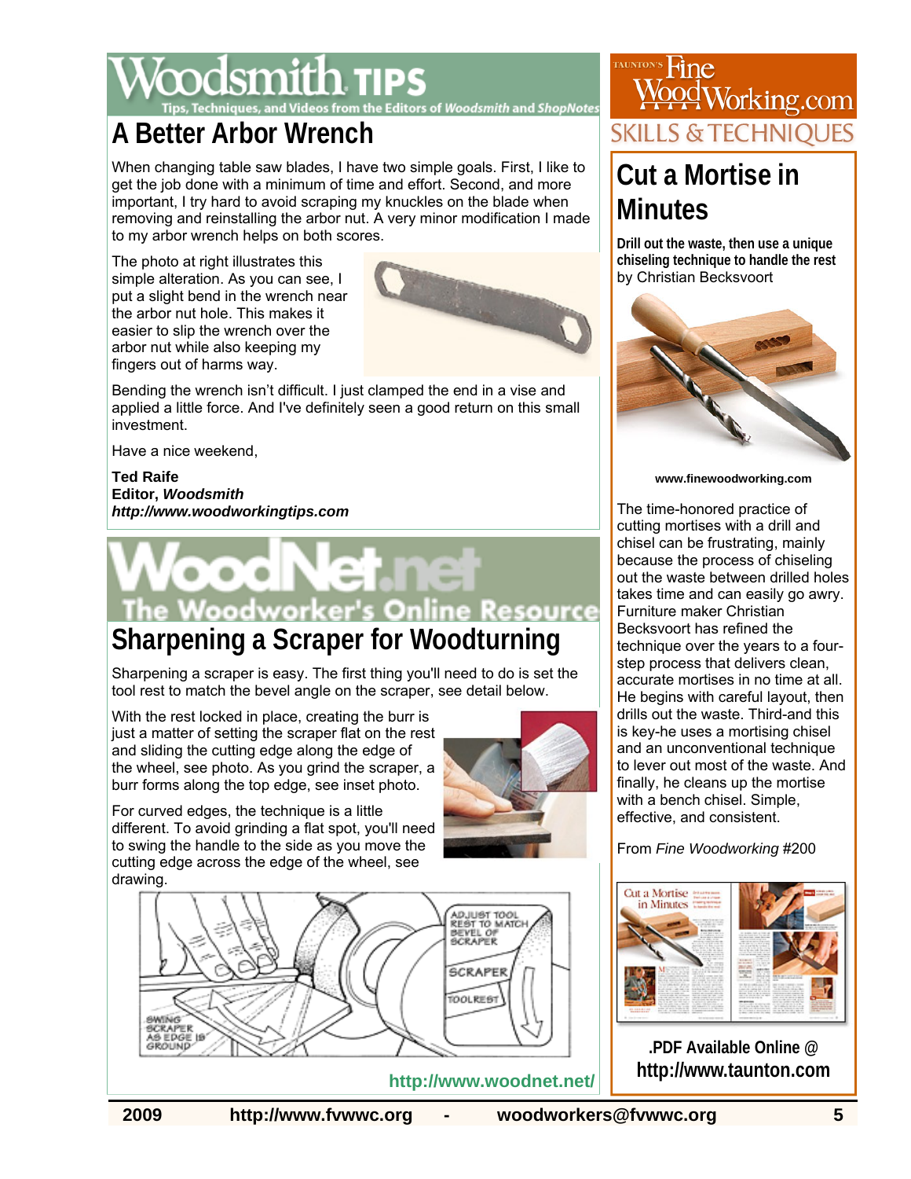# Woodsmith TIPS

Tips, Techniques, and Videos from the Editors of *Woodsmith* and *ShopNotes*

## A Better Arbor Wrench

When changing table saw blades, I have two simple goals. First, I like to get the job done with a minimum of time and effort. Second, and more important, I try hard to avoid scraping my knuckles on the blade when removing and reinstalling the arbor nut. A very minor modification I made to my arbor wrench helps on both scores.

The photo at right illustrates this simple alteration. As you can see, I put a slight bend in the wrench near the arbor nut hole. This makes it easier to slip the wrench over the arbor nut while also keeping my fingers out of harms way.

Bending the wrench isn't difficult. I just clamped the end in a vise and applied a little force. And I've definitely seen a good return on this small investment.

Have a nice weekend,

**Ted Raife**
**Editor, *Woodsmith***
***http://www.woodworkingtips.com***

# WoodNet.net

The Woodworker's Online Resource

## Sharpening a Scraper for Woodturning

Sharpening a scraper is easy. The first thing you'll need to do is set the tool rest to match the bevel angle on the scraper, see detail below.

With the rest locked in place, creating the burr is just a matter of setting the scraper flat on the rest and sliding the cutting edge along the edge of the wheel, see photo. As you grind the scraper, a burr forms along the top edge, see inset photo.

For curved edges, the technique is a little different. To avoid grinding a flat spot, you'll need to swing the handle to the side as you move the cutting edge across the edge of the wheel, see drawing.

ADJUST TOOL REST TO MATCH BEVEL OF SCRAPER

SCRAPER

TOOLREST

SWING SCRAPER AS EDGE IS GROUND

**http://www.woodnet.net/**

# Taunton's Fine WoodWorking.com

## SKILLS & TECHNIQUES

## Cut a Mortise in Minutes

**Drill out the waste, then use a unique chiseling technique to handle the rest**
by Christian Becksvoort

**www.finewoodworking.com**

The time-honored practice of cutting mortises with a drill and chisel can be frustrating, mainly because the process of chiseling out the waste between drilled holes takes time and can easily go awry. Furniture maker Christian Becksvoort has refined the technique over the years to a four-step process that delivers clean, accurate mortises in no time at all. He begins with careful layout, then drills out the waste. Third-and this is key-he uses a mortising chisel and an unconventional technique to lever out most of the waste. And finally, he cleans up the mortise with a bench chisel. Simple, effective, and consistent.

From *Fine Woodworking* #200

**.PDF Available Online @ http://www.taunton.com**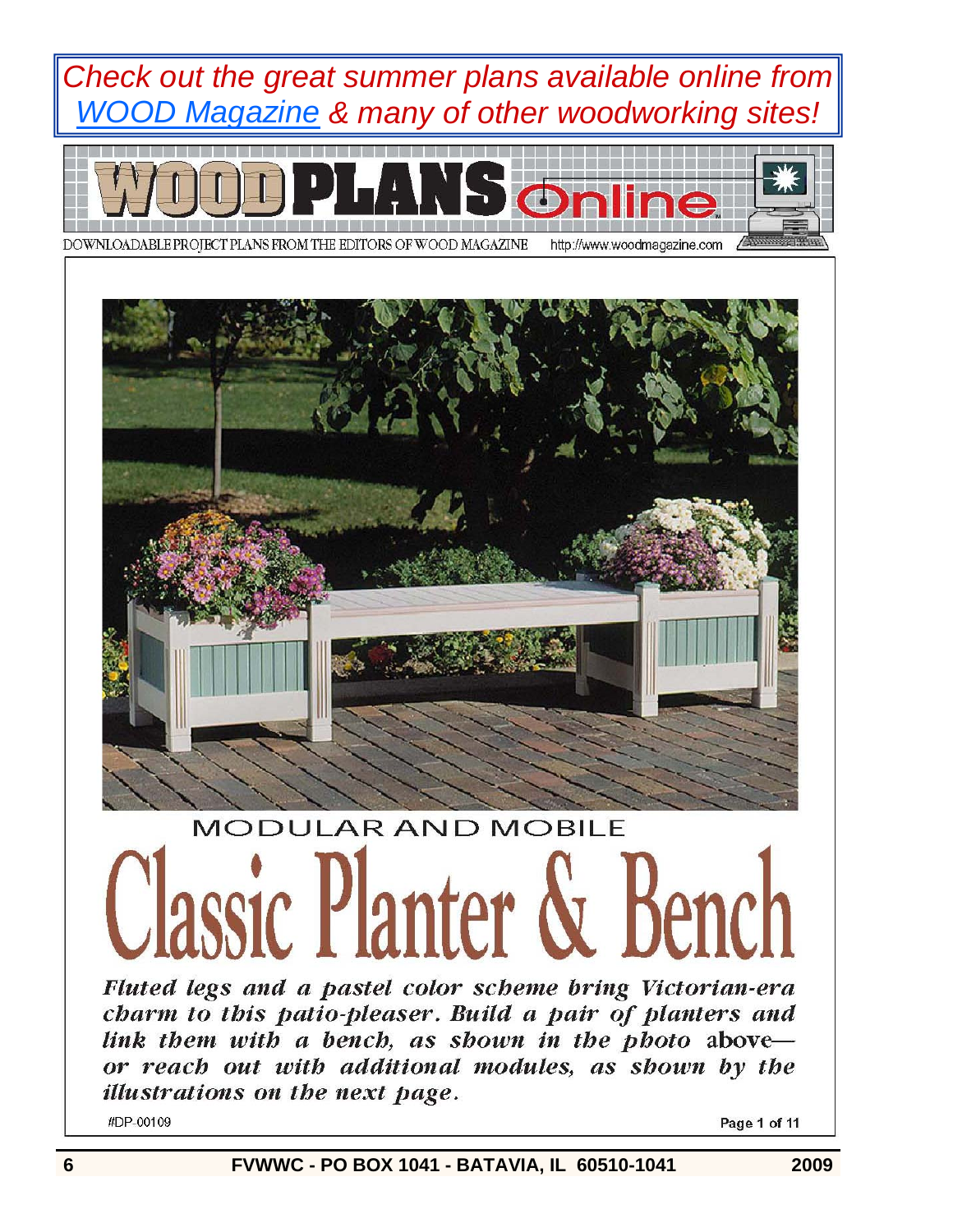*Check out the great summer plans available online from [WOOD Magazine](http://www.woodmagazine.com) & many of other woodworking sites!*

WOOD PLANS Online

DOWNLOADABLE PROJECT PLANS FROM THE EDITORS OF WOOD MAGAZINE http://www.woodmagazine.com

MODULAR AND MOBILE

# Classic Planter & Bench

***Fluted legs and a pastel color scheme bring Victorian-era charm to this patio-pleaser. Build a pair of planters and link them with a bench, as shown in the photo** above—**or reach out with additional modules, as shown by the illustrations on the next page.***

#DP-00109

FVWWC - PO BOX 1041 - BATAVIA, IL 60510-1041 2009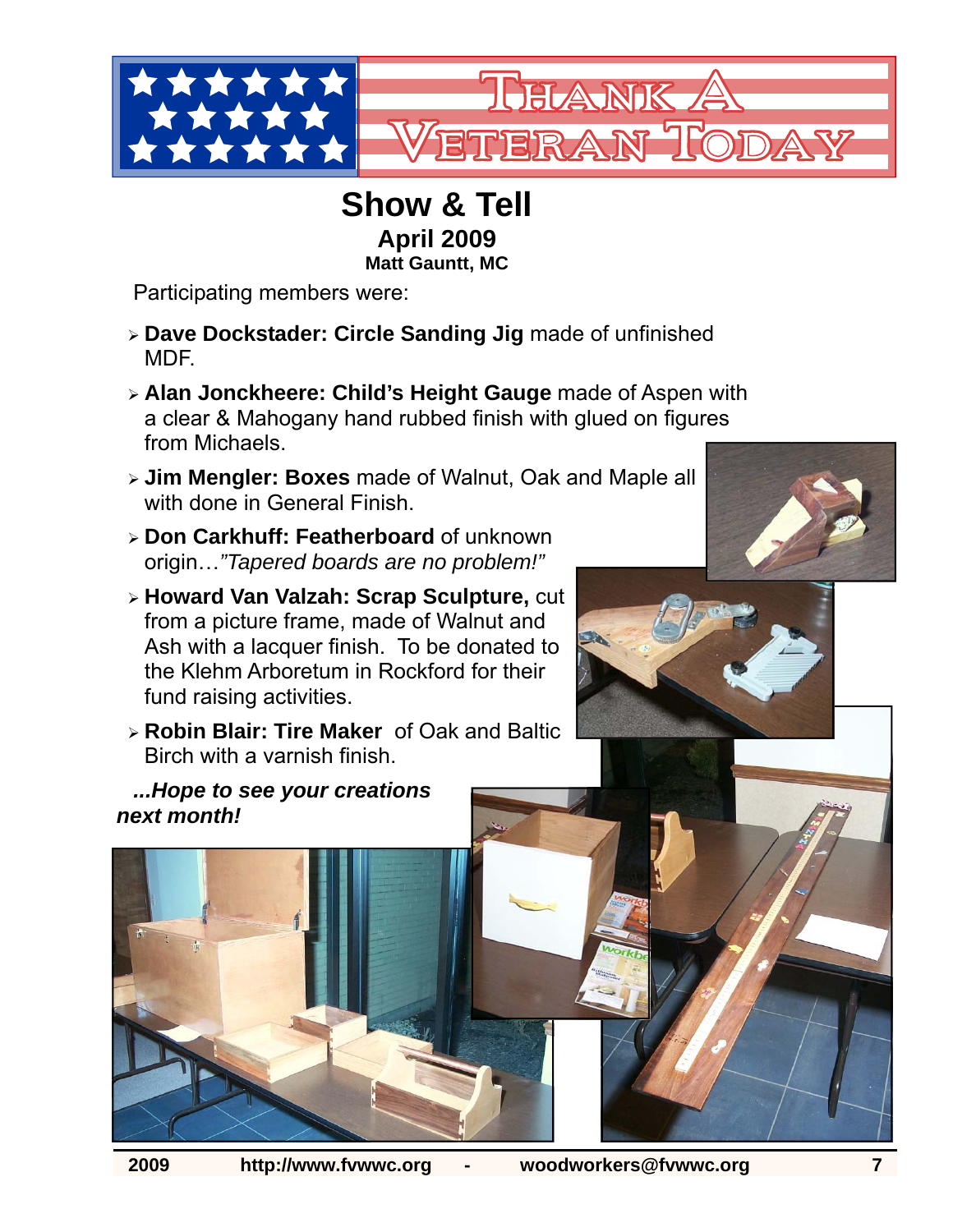THANK A VETERAN TODAY

# Show & Tell

## April 2009

### Matt Gauntt, MC

Participating members were:

- **Dave Dockstader: Circle Sanding Jig** made of unfinished MDF.
- **Alan Jonckheere: Child's Height Gauge** made of Aspen with a clear & Mahogany hand rubbed finish with glued on figures from Michaels.
- **Jim Mengler: Boxes** made of Walnut, Oak and Maple all with done in General Finish.
- **Don Carkhuff: Featherboard** of unknown origin…*"Tapered boards are no problem!"*
- **Howard Van Valzah: Scrap Sculpture,** cut from a picture frame, made of Walnut and Ash with a lacquer finish. To be donated to the Klehm Arboretum in Rockford for their fund raising activities.
- **Robin Blair: Tire Maker** of Oak and Baltic Birch with a varnish finish.

***...Hope to see your creations next month!***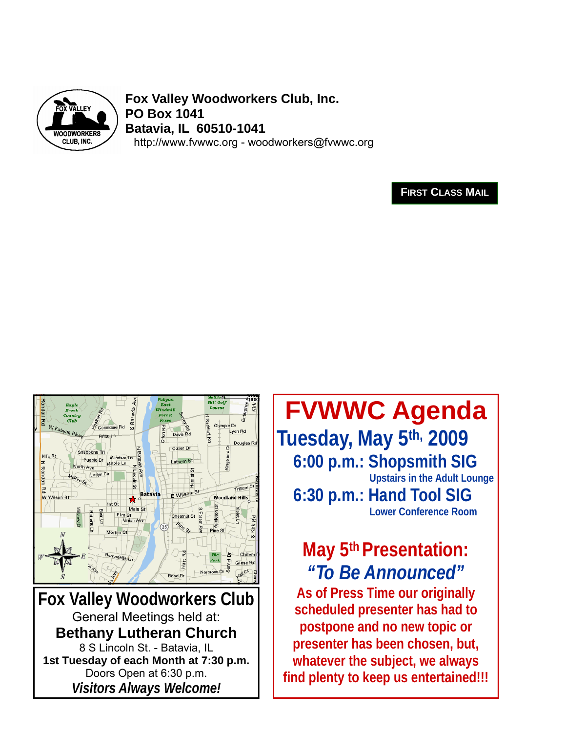**Fox Valley Woodworkers Club, Inc.**
**PO Box 1041**
**Batavia, IL 60510-1041**
http://www.fvwwc.org - woodworkers@fvwwc.org

**FIRST CLASS MAIL**

## Fox Valley Woodworkers Club

General Meetings held at:

**Bethany Lutheran Church**

8 S Lincoln St. - Batavia, IL

**1st Tuesday of each Month at 7:30 p.m.**

Doors Open at 6:30 p.m.

***Visitors Always Welcome!***

# FVWWC Agenda

## Tuesday, May 5th, 2009

**6:00 p.m.: Shopsmith SIG**
Upstairs in the Adult Lounge

**6:30 p.m.: Hand Tool SIG**
Lower Conference Room

## May 5th Presentation:

## *"To Be Announced"*

**As of Press Time our originally scheduled presenter has had to postpone and no new topic or presenter has been chosen, but, whatever the subject, we always find plenty to keep us entertained!!!**